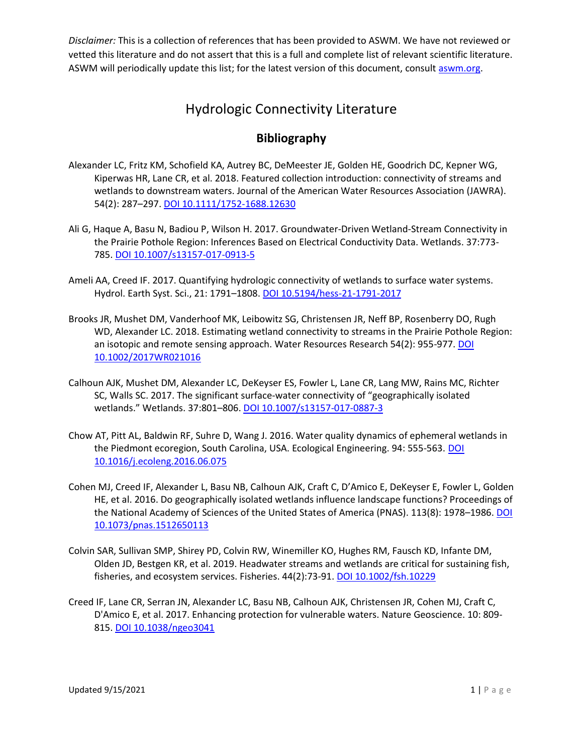*Disclaimer:* This is a collection of references that has been provided to ASWM. We have not reviewed or vetted this literature and do not assert that this is a full and complete list of relevant scientific literature. ASWM will periodically update this list; for the latest version of this document, consult [aswm.org](aswm.org).

# Hydrologic Connectivity Literature

## Bibliography

Alexander LC, Fritz KM, Schofield KA, Autrey BC, DeMeester JE, Golden HE, Goodrich DC, Kepner WG, Kiperwas HR, Lane CR, et al. 2018. Featured collection introduction: connectivity of streams and wetlands to downstream waters. Journal of the American Water Resources Association (JAWRA). 54(2): 287–297. DOI 10.1111/1752-1688.12630

Ali G, Haque A, Basu N, Badiou P, Wilson H. 2017. Groundwater-Driven Wetland-Stream Connectivity in the Prairie Pothole Region: Inferences Based on Electrical Conductivity Data. Wetlands. 37:773-785. DOI 10.1007/s13157-017-0913-5

Ameli AA, Creed IF. 2017. Quantifying hydrologic connectivity of wetlands to surface water systems. Hydrol. Earth Syst. Sci., 21: 1791–1808. DOI 10.5194/hess-21-1791-2017

Brooks JR, Mushet DM, Vanderhoof MK, Leibowitz SG, Christensen JR, Neff BP, Rosenberry DO, Rugh WD, Alexander LC. 2018. Estimating wetland connectivity to streams in the Prairie Pothole Region: an isotopic and remote sensing approach. Water Resources Research 54(2): 955-977. DOI 10.1002/2017WR021016

Calhoun AJK, Mushet DM, Alexander LC, DeKeyser ES, Fowler L, Lane CR, Lang MW, Rains MC, Richter SC, Walls SC. 2017. The significant surface-water connectivity of "geographically isolated wetlands." Wetlands. 37:801–806. DOI 10.1007/s13157-017-0887-3

Chow AT, Pitt AL, Baldwin RF, Suhre D, Wang J. 2016. Water quality dynamics of ephemeral wetlands in the Piedmont ecoregion, South Carolina, USA. Ecological Engineering. 94: 555-563. DOI 10.1016/j.ecoleng.2016.06.075

Cohen MJ, Creed IF, Alexander L, Basu NB, Calhoun AJK, Craft C, D'Amico E, DeKeyser E, Fowler L, Golden HE, et al. 2016. Do geographically isolated wetlands influence landscape functions? Proceedings of the National Academy of Sciences of the United States of America (PNAS). 113(8): 1978–1986. DOI 10.1073/pnas.1512650113

Colvin SAR, Sullivan SMP, Shirey PD, Colvin RW, Winemiller KO, Hughes RM, Fausch KD, Infante DM, Olden JD, Bestgen KR, et al. 2019. Headwater streams and wetlands are critical for sustaining fish, fisheries, and ecosystem services. Fisheries. 44(2):73-91. DOI 10.1002/fsh.10229

Creed IF, Lane CR, Serran JN, Alexander LC, Basu NB, Calhoun AJK, Christensen JR, Cohen MJ, Craft C, D'Amico E, et al. 2017. Enhancing protection for vulnerable waters. Nature Geoscience. 10: 809-815. DOI 10.1038/ngeo3041

Updated 9/15/2021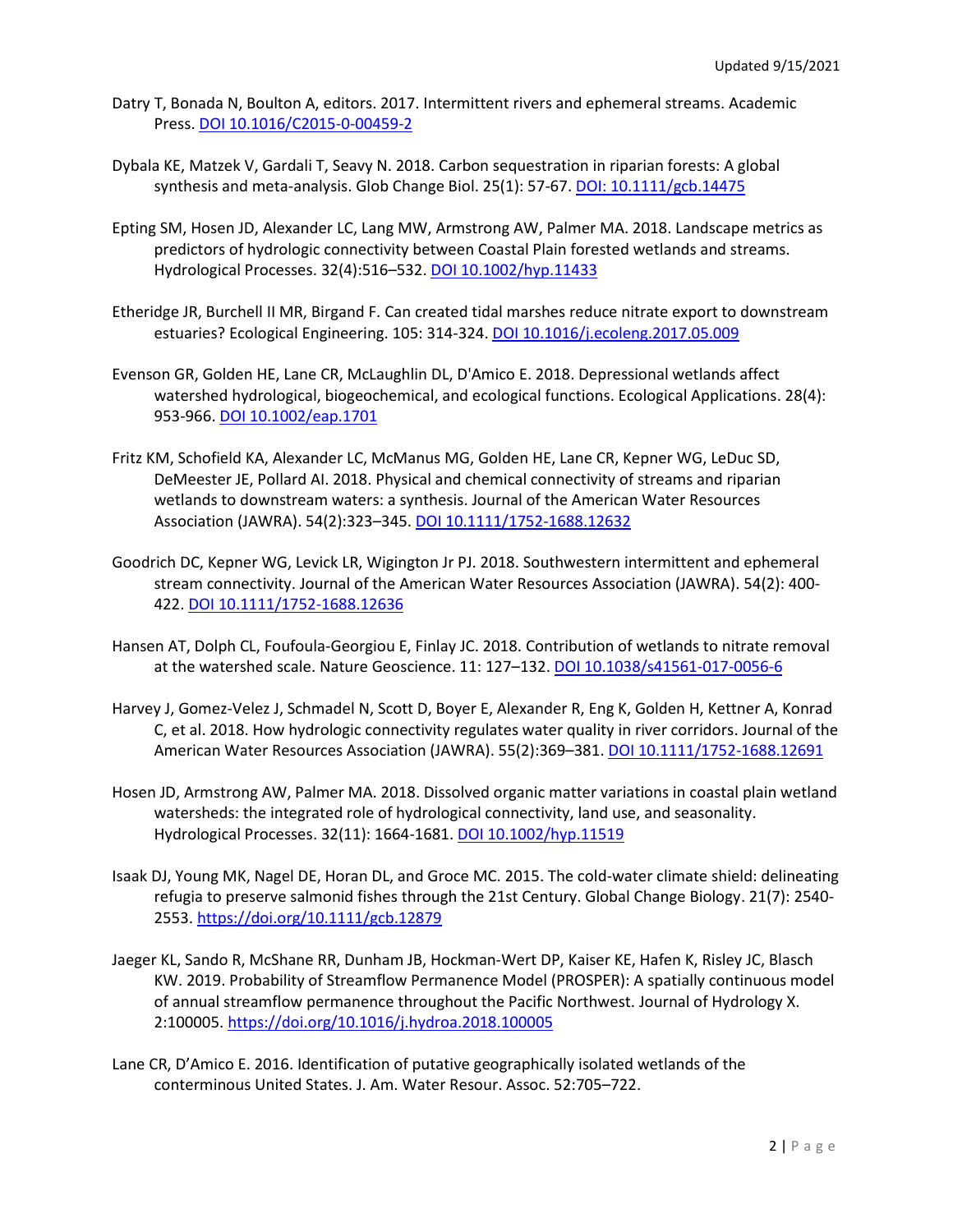Datry T, Bonada N, Boulton A, editors. 2017. Intermittent rivers and ephemeral streams. Academic Press. [DOI 10.1016/C2015-0-00459-2](https://doi.org/10.1016/C2015-0-00459-2)

Dybala KE, Matzek V, Gardali T, Seavy N. 2018. Carbon sequestration in riparian forests: A global synthesis and meta-analysis. Glob Change Biol. 25(1): 57-67. [DOI: 10.1111/gcb.14475](https://doi.org/10.1111/gcb.14475)

Epting SM, Hosen JD, Alexander LC, Lang MW, Armstrong AW, Palmer MA. 2018. Landscape metrics as predictors of hydrologic connectivity between Coastal Plain forested wetlands and streams. Hydrological Processes. 32(4):516–532. [DOI 10.1002/hyp.11433](https://doi.org/10.1002/hyp.11433)

Etheridge JR, Burchell II MR, Birgand F. Can created tidal marshes reduce nitrate export to downstream estuaries? Ecological Engineering. 105: 314-324. [DOI 10.1016/j.ecoleng.2017.05.009](https://doi.org/10.1016/j.ecoleng.2017.05.009)

Evenson GR, Golden HE, Lane CR, McLaughlin DL, D'Amico E. 2018. Depressional wetlands affect watershed hydrological, biogeochemical, and ecological functions. Ecological Applications. 28(4): 953-966. [DOI 10.1002/eap.1701](https://doi.org/10.1002/eap.1701)

Fritz KM, Schofield KA, Alexander LC, McManus MG, Golden HE, Lane CR, Kepner WG, LeDuc SD, DeMeester JE, Pollard AI. 2018. Physical and chemical connectivity of streams and riparian wetlands to downstream waters: a synthesis. Journal of the American Water Resources Association (JAWRA). 54(2):323–345. [DOI 10.1111/1752-1688.12632](https://doi.org/10.1111/1752-1688.12632)

Goodrich DC, Kepner WG, Levick LR, Wigington Jr PJ. 2018. Southwestern intermittent and ephemeral stream connectivity. Journal of the American Water Resources Association (JAWRA). 54(2): 400-422. [DOI 10.1111/1752-1688.12636](https://doi.org/10.1111/1752-1688.12636)

Hansen AT, Dolph CL, Foufoula-Georgiou E, Finlay JC. 2018. Contribution of wetlands to nitrate removal at the watershed scale. Nature Geoscience. 11: 127–132. [DOI 10.1038/s41561-017-0056-6](https://doi.org/10.1038/s41561-017-0056-6)

Harvey J, Gomez-Velez J, Schmadel N, Scott D, Boyer E, Alexander R, Eng K, Golden H, Kettner A, Konrad C, et al. 2018. How hydrologic connectivity regulates water quality in river corridors. Journal of the American Water Resources Association (JAWRA). 55(2):369–381. [DOI 10.1111/1752-1688.12691](https://doi.org/10.1111/1752-1688.12691)

Hosen JD, Armstrong AW, Palmer MA. 2018. Dissolved organic matter variations in coastal plain wetland watersheds: the integrated role of hydrological connectivity, land use, and seasonality. Hydrological Processes. 32(11): 1664-1681. [DOI 10.1002/hyp.11519](https://doi.org/10.1002/hyp.11519)

Isaak DJ, Young MK, Nagel DE, Horan DL, and Groce MC. 2015. The cold-water climate shield: delineating refugia to preserve salmonid fishes through the 21st Century. Global Change Biology. 21(7): 2540-2553. <https://doi.org/10.1111/gcb.12879>

Jaeger KL, Sando R, McShane RR, Dunham JB, Hockman-Wert DP, Kaiser KE, Hafen K, Risley JC, Blasch KW. 2019. Probability of Streamflow Permanence Model (PROSPER): A spatially continuous model of annual streamflow permanence throughout the Pacific Northwest. Journal of Hydrology X. 2:100005. <https://doi.org/10.1016/j.hydroa.2018.100005>

Lane CR, D'Amico E. 2016. Identification of putative geographically isolated wetlands of the conterminous United States. J. Am. Water Resour. Assoc. 52:705–722.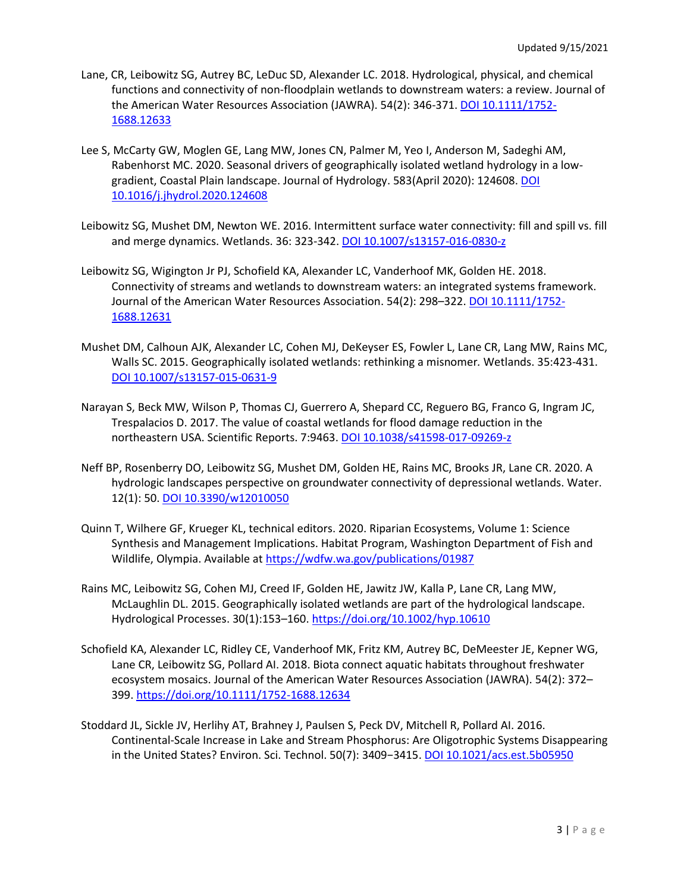Lane, CR, Leibowitz SG, Autrey BC, LeDuc SD, Alexander LC. 2018. Hydrological, physical, and chemical functions and connectivity of non-floodplain wetlands to downstream waters: a review. Journal of the American Water Resources Association (JAWRA). 54(2): 346-371. [DOI 10.1111/1752-1688.12633](https://doi.org/10.1111/1752-1688.12633)

Lee S, McCarty GW, Moglen GE, Lang MW, Jones CN, Palmer M, Yeo I, Anderson M, Sadeghi AM, Rabenhorst MC. 2020. Seasonal drivers of geographically isolated wetland hydrology in a low-gradient, Coastal Plain landscape. Journal of Hydrology. 583(April 2020): 124608. [DOI 10.1016/j.jhydrol.2020.124608](https://doi.org/10.1016/j.jhydrol.2020.124608)

Leibowitz SG, Mushet DM, Newton WE. 2016. Intermittent surface water connectivity: fill and spill vs. fill and merge dynamics. Wetlands. 36: 323-342. [DOI 10.1007/s13157-016-0830-z](https://doi.org/10.1007/s13157-016-0830-z)

Leibowitz SG, Wigington Jr PJ, Schofield KA, Alexander LC, Vanderhoof MK, Golden HE. 2018. Connectivity of streams and wetlands to downstream waters: an integrated systems framework. Journal of the American Water Resources Association. 54(2): 298–322. [DOI 10.1111/1752-1688.12631](https://doi.org/10.1111/1752-1688.12631)

Mushet DM, Calhoun AJK, Alexander LC, Cohen MJ, DeKeyser ES, Fowler L, Lane CR, Lang MW, Rains MC, Walls SC. 2015. Geographically isolated wetlands: rethinking a misnomer. Wetlands. 35:423-431. [DOI 10.1007/s13157-015-0631-9](https://doi.org/10.1007/s13157-015-0631-9)

Narayan S, Beck MW, Wilson P, Thomas CJ, Guerrero A, Shepard CC, Reguero BG, Franco G, Ingram JC, Trespalacios D. 2017. The value of coastal wetlands for flood damage reduction in the northeastern USA. Scientific Reports. 7:9463. [DOI 10.1038/s41598-017-09269-z](https://doi.org/10.1038/s41598-017-09269-z)

Neff BP, Rosenberry DO, Leibowitz SG, Mushet DM, Golden HE, Rains MC, Brooks JR, Lane CR. 2020. A hydrologic landscapes perspective on groundwater connectivity of depressional wetlands. Water. 12(1): 50. [DOI 10.3390/w12010050](https://doi.org/10.3390/w12010050)

Quinn T, Wilhere GF, Krueger KL, technical editors. 2020. Riparian Ecosystems, Volume 1: Science Synthesis and Management Implications. Habitat Program, Washington Department of Fish and Wildlife, Olympia. Available at [https://wdfw.wa.gov/publications/01987](https://wdfw.wa.gov/publications/01987)

Rains MC, Leibowitz SG, Cohen MJ, Creed IF, Golden HE, Jawitz JW, Kalla P, Lane CR, Lang MW, McLaughlin DL. 2015. Geographically isolated wetlands are part of the hydrological landscape. Hydrological Processes. 30(1):153–160. [https://doi.org/10.1002/hyp.10610](https://doi.org/10.1002/hyp.10610)

Schofield KA, Alexander LC, Ridley CE, Vanderhoof MK, Fritz KM, Autrey BC, DeMeester JE, Kepner WG, Lane CR, Leibowitz SG, Pollard AI. 2018. Biota connect aquatic habitats throughout freshwater ecosystem mosaics. Journal of the American Water Resources Association (JAWRA). 54(2): 372–399. [https://doi.org/10.1111/1752-1688.12634](https://doi.org/10.1111/1752-1688.12634)

Stoddard JL, Sickle JV, Herlihy AT, Brahney J, Paulsen S, Peck DV, Mitchell R, Pollard AI. 2016. Continental-Scale Increase in Lake and Stream Phosphorus: Are Oligotrophic Systems Disappearing in the United States? Environ. Sci. Technol. 50(7): 3409−3415. [DOI 10.1021/acs.est.5b05950](https://doi.org/10.1021/acs.est.5b05950)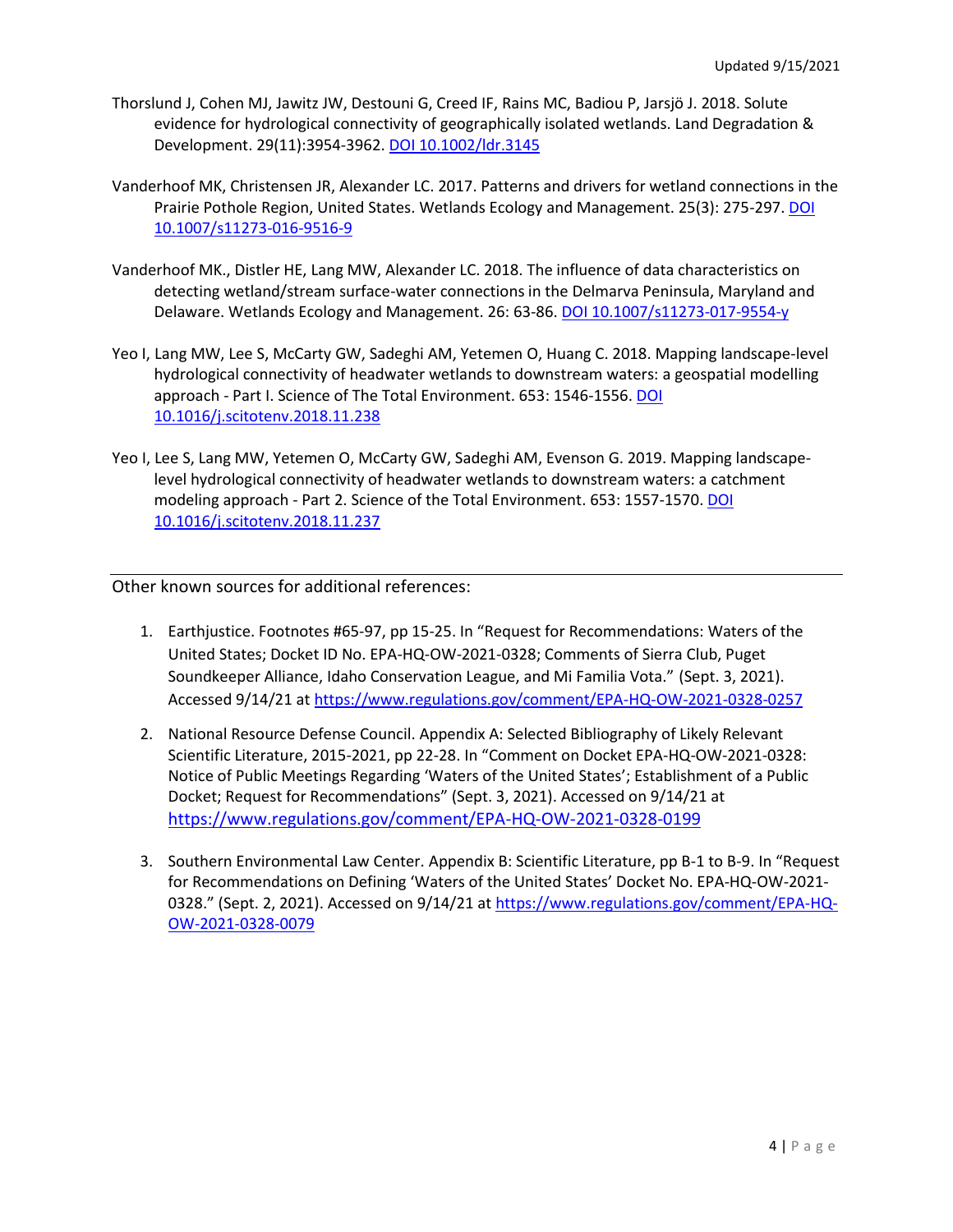Thorslund J, Cohen MJ, Jawitz JW, Destouni G, Creed IF, Rains MC, Badiou P, Jarsjö J. 2018. Solute evidence for hydrological connectivity of geographically isolated wetlands. Land Degradation & Development. 29(11):3954-3962. [DOI 10.1002/ldr.3145](https://doi.org/10.1002/ldr.3145)

Vanderhoof MK, Christensen JR, Alexander LC. 2017. Patterns and drivers for wetland connections in the Prairie Pothole Region, United States. Wetlands Ecology and Management. 25(3): 275-297. [DOI 10.1007/s11273-016-9516-9](https://doi.org/10.1007/s11273-016-9516-9)

Vanderhoof MK., Distler HE, Lang MW, Alexander LC. 2018. The influence of data characteristics on detecting wetland/stream surface-water connections in the Delmarva Peninsula, Maryland and Delaware. Wetlands Ecology and Management. 26: 63-86. [DOI 10.1007/s11273-017-9554-y](https://doi.org/10.1007/s11273-017-9554-y)

Yeo I, Lang MW, Lee S, McCarty GW, Sadeghi AM, Yetemen O, Huang C. 2018. Mapping landscape-level hydrological connectivity of headwater wetlands to downstream waters: a geospatial modelling approach - Part I. Science of The Total Environment. 653: 1546-1556. [DOI 10.1016/j.scitotenv.2018.11.238](https://doi.org/10.1016/j.scitotenv.2018.11.238)

Yeo I, Lee S, Lang MW, Yetemen O, McCarty GW, Sadeghi AM, Evenson G. 2019. Mapping landscape-level hydrological connectivity of headwater wetlands to downstream waters: a catchment modeling approach - Part 2. Science of the Total Environment. 653: 1557-1570. [DOI 10.1016/j.scitotenv.2018.11.237](https://doi.org/10.1016/j.scitotenv.2018.11.237)

---

Other known sources for additional references:

1. Earthjustice. Footnotes #65-97, pp 15-25. In "Request for Recommendations: Waters of the United States; Docket ID No. EPA-HQ-OW-2021-0328; Comments of Sierra Club, Puget Soundkeeper Alliance, Idaho Conservation League, and Mi Familia Vota." (Sept. 3, 2021). Accessed 9/14/21 at https://www.regulations.gov/comment/EPA-HQ-OW-2021-0328-0257

2. National Resource Defense Council. Appendix A: Selected Bibliography of Likely Relevant Scientific Literature, 2015-2021, pp 22-28. In "Comment on Docket EPA-HQ-OW-2021-0328: Notice of Public Meetings Regarding 'Waters of the United States'; Establishment of a Public Docket; Request for Recommendations" (Sept. 3, 2021). Accessed on 9/14/21 at https://www.regulations.gov/comment/EPA-HQ-OW-2021-0328-0199

3. Southern Environmental Law Center. Appendix B: Scientific Literature, pp B-1 to B-9. In "Request for Recommendations on Defining 'Waters of the United States' Docket No. EPA-HQ-OW-2021-0328." (Sept. 2, 2021). Accessed on 9/14/21 at https://www.regulations.gov/comment/EPA-HQ-OW-2021-0328-0079